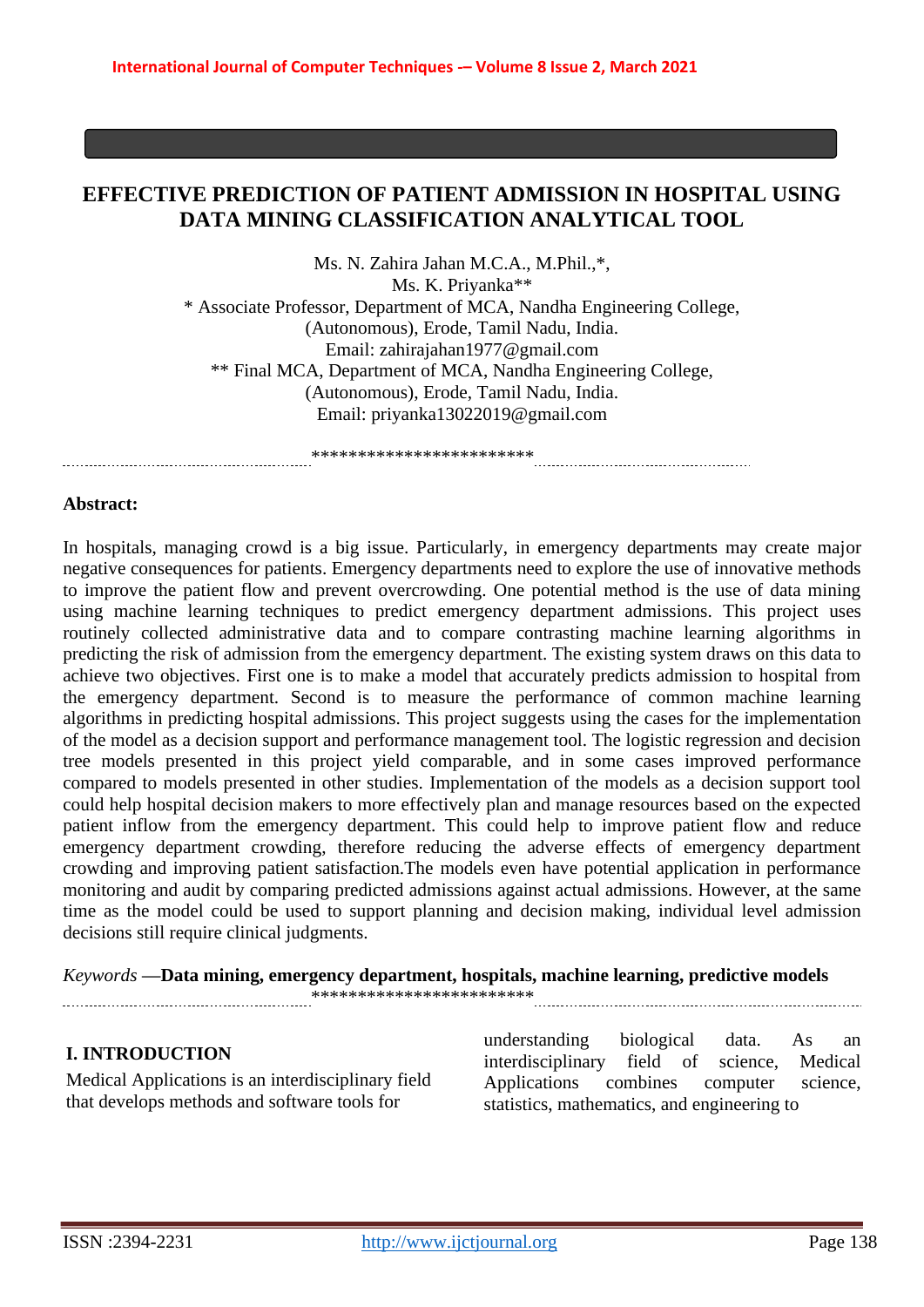# EFFECTIVE PREDICTION OF PATIENT ADMISSION IN HOSPITAL USING DATA MINING CLASSIFICATION ANALYTICAL TOOL

Ms. N. Zahira Jahan M.C.A., M.Phil.,*,
Ms. K. Priyanka**

* Associate Professor, Department of MCA, Nandha Engineering College,
(Autonomous), Erode, Tamil Nadu, India.
Email: zahirajahan1977@gmail.com

** Final MCA, Department of MCA, Nandha Engineering College,
(Autonomous), Erode, Tamil Nadu, India.
Email: priyanka13022019@gmail.com

************************

**Abstract:**

In hospitals, managing crowd is a big issue. Particularly, in emergency departments may create major negative consequences for patients. Emergency departments need to explore the use of innovative methods to improve the patient flow and prevent overcrowding. One potential method is the use of data mining using machine learning techniques to predict emergency department admissions. This project uses routinely collected administrative data and to compare contrasting machine learning algorithms in predicting the risk of admission from the emergency department. The existing system draws on this data to achieve two objectives. First one is to make a model that accurately predicts admission to hospital from the emergency department. Second is to measure the performance of common machine learning algorithms in predicting hospital admissions. This project suggests using the cases for the implementation of the model as a decision support and performance management tool. The logistic regression and decision tree models presented in this project yield comparable, and in some cases improved performance compared to models presented in other studies. Implementation of the models as a decision support tool could help hospital decision makers to more effectively plan and manage resources based on the expected patient inflow from the emergency department. This could help to improve patient flow and reduce emergency department crowding, therefore reducing the adverse effects of emergency department crowding and improving patient satisfaction.The models even have potential application in performance monitoring and audit by comparing predicted admissions against actual admissions. However, at the same time as the model could be used to support planning and decision making, individual level admission decisions still require clinical judgments.

*Keywords* —**Data mining, emergency department, hospitals, machine learning, predictive models**

************************

## I. INTRODUCTION

Medical Applications is an interdisciplinary field that develops methods and software tools for understanding biological data. As an interdisciplinary field of science, Medical Applications combines computer science, statistics, mathematics, and engineering to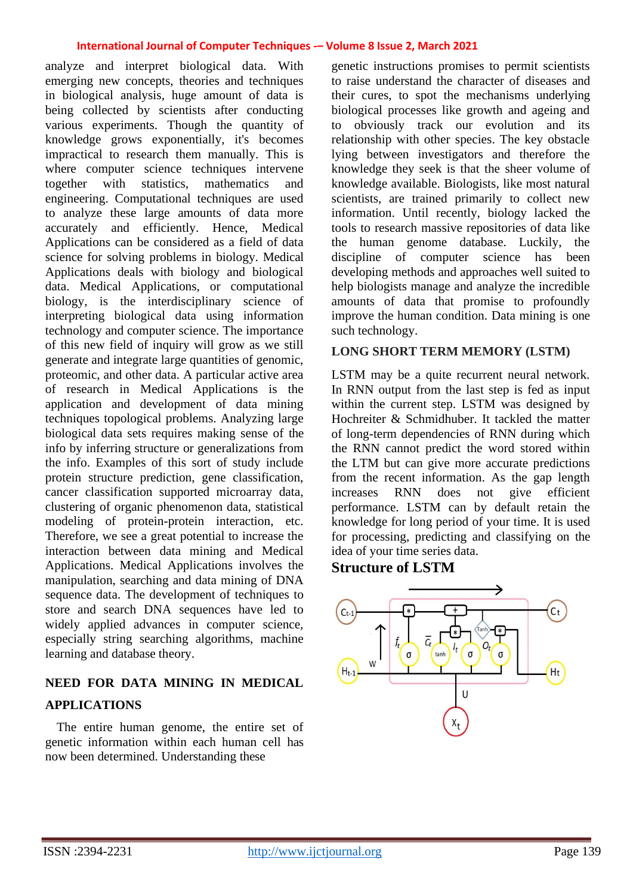analyze and interpret biological data. With emerging new concepts, theories and techniques in biological analysis, huge amount of data is being collected by scientists after conducting various experiments. Though the quantity of knowledge grows exponentially, it's becomes impractical to research them manually. This is where computer science techniques intervene together with statistics, mathematics and engineering. Computational techniques are used to analyze these large amounts of data more accurately and efficiently. Hence, Medical Applications can be considered as a field of data science for solving problems in biology. Medical Applications deals with biology and biological data. Medical Applications, or computational biology, is the interdisciplinary science of interpreting biological data using information technology and computer science. The importance of this new field of inquiry will grow as we still generate and integrate large quantities of genomic, proteomic, and other data. A particular active area of research in Medical Applications is the application and development of data mining techniques topological problems. Analyzing large biological data sets requires making sense of the info by inferring structure or generalizations from the info. Examples of this sort of study include protein structure prediction, gene classification, cancer classification supported microarray data, clustering of organic phenomenon data, statistical modeling of protein-protein interaction, etc. Therefore, we see a great potential to increase the interaction between data mining and Medical Applications. Medical Applications involves the manipulation, searching and data mining of DNA sequence data. The development of techniques to store and search DNA sequences have led to widely applied advances in computer science, especially string searching algorithms, machine learning and database theory.

## NEED FOR DATA MINING IN MEDICAL APPLICATIONS

The entire human genome, the entire set of genetic information within each human cell has now been determined. Understanding these genetic instructions promises to permit scientists to raise understand the character of diseases and their cures, to spot the mechanisms underlying biological processes like growth and ageing and to obviously track our evolution and its relationship with other species. The key obstacle lying between investigators and therefore the knowledge they seek is that the sheer volume of knowledge available. Biologists, like most natural scientists, are trained primarily to collect new information. Until recently, biology lacked the tools to research massive repositories of data like the human genome database. Luckily, the discipline of computer science has been developing methods and approaches well suited to help biologists manage and analyze the incredible amounts of data that promise to profoundly improve the human condition. Data mining is one such technology.

## LONG SHORT TERM MEMORY (LSTM)

LSTM may be a quite recurrent neural network. In RNN output from the last step is fed as input within the current step. LSTM was designed by Hochreiter & Schmidhuber. It tackled the matter of long-term dependencies of RNN during which the RNN cannot predict the word stored within the LTM but can give more accurate predictions from the recent information. As the gap length increases RNN does not give efficient performance. LSTM can by default retain the knowledge for long period of your time. It is used for processing, predicting and classifying on the idea of your time series data.

### Structure of LSTM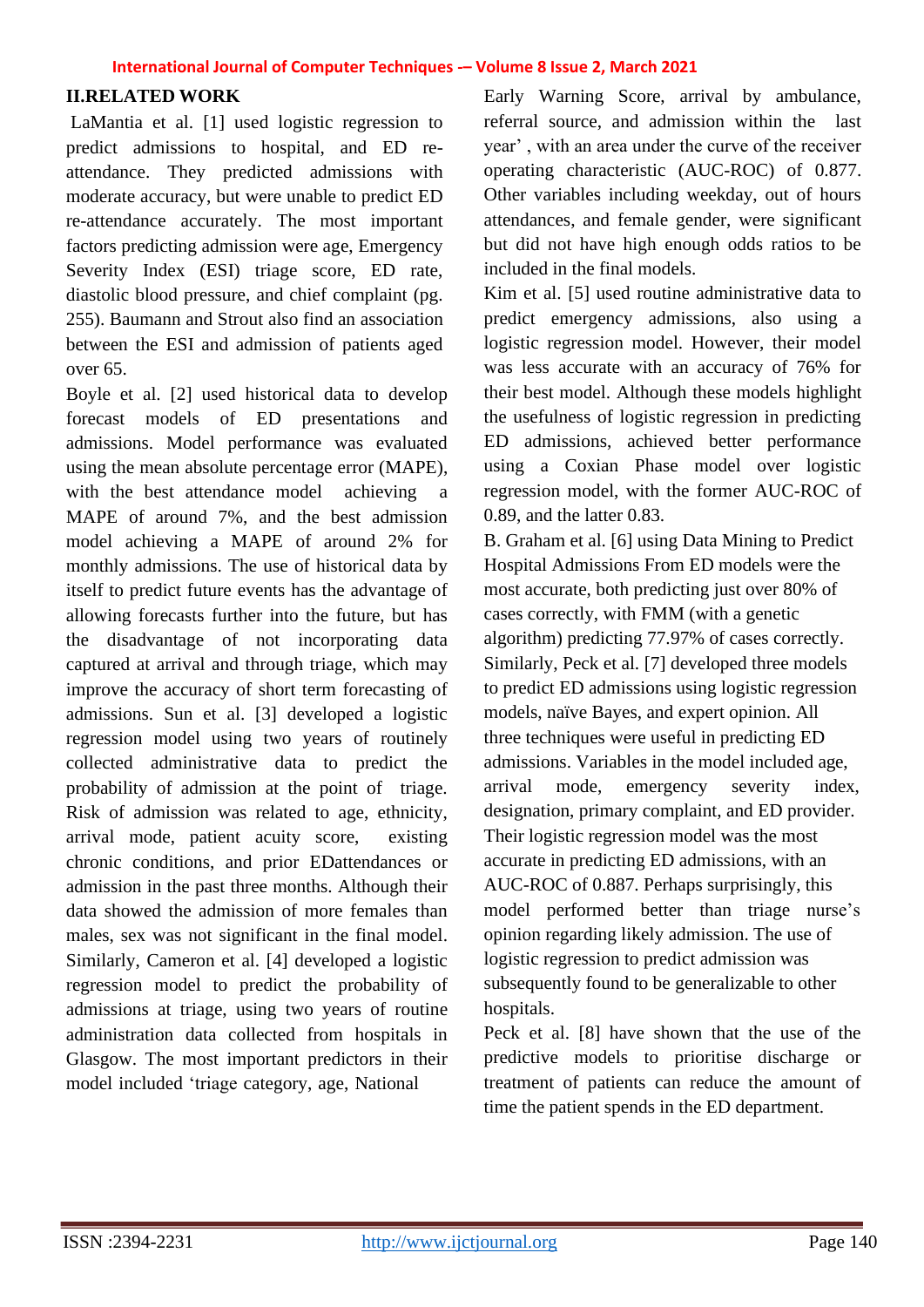## II.RELATED WORK

LaMantia et al. [1] used logistic regression to predict admissions to hospital, and ED re-attendance. They predicted admissions with moderate accuracy, but were unable to predict ED re-attendance accurately. The most important factors predicting admission were age, Emergency Severity Index (ESI) triage score, ED rate, diastolic blood pressure, and chief complaint (pg. 255). Baumann and Strout also find an association between the ESI and admission of patients aged over 65.

Boyle et al. [2] used historical data to develop forecast models of ED presentations and admissions. Model performance was evaluated using the mean absolute percentage error (MAPE), with the best attendance model achieving a MAPE of around 7%, and the best admission model achieving a MAPE of around 2% for monthly admissions. The use of historical data by itself to predict future events has the advantage of allowing forecasts further into the future, but has the disadvantage of not incorporating data captured at arrival and through triage, which may improve the accuracy of short term forecasting of admissions. Sun et al. [3] developed a logistic regression model using two years of routinely collected administrative data to predict the probability of admission at the point of triage. Risk of admission was related to age, ethnicity, arrival mode, patient acuity score, existing chronic conditions, and prior EDattendances or admission in the past three months. Although their data showed the admission of more females than males, sex was not significant in the final model. Similarly, Cameron et al. [4] developed a logistic regression model to predict the probability of admissions at triage, using two years of routine administration data collected from hospitals in Glasgow. The most important predictors in their model included 'triage category, age, National Early Warning Score, arrival by ambulance, referral source, and admission within the last year' , with an area under the curve of the receiver operating characteristic (AUC-ROC) of 0.877. Other variables including weekday, out of hours attendances, and female gender, were significant but did not have high enough odds ratios to be included in the final models.

Kim et al. [5] used routine administrative data to predict emergency admissions, also using a logistic regression model. However, their model was less accurate with an accuracy of 76% for their best model. Although these models highlight the usefulness of logistic regression in predicting ED admissions, achieved better performance using a Coxian Phase model over logistic regression model, with the former AUC-ROC of 0.89, and the latter 0.83.

B. Graham et al. [6] using Data Mining to Predict Hospital Admissions From ED models were the most accurate, both predicting just over 80% of cases correctly, with FMM (with a genetic algorithm) predicting 77.97% of cases correctly. Similarly, Peck et al. [7] developed three models to predict ED admissions using logistic regression models, naïve Bayes, and expert opinion. All three techniques were useful in predicting ED admissions. Variables in the model included age, arrival mode, emergency severity index, designation, primary complaint, and ED provider. Their logistic regression model was the most accurate in predicting ED admissions, with an AUC-ROC of 0.887. Perhaps surprisingly, this model performed better than triage nurse's opinion regarding likely admission. The use of logistic regression to predict admission was subsequently found to be generalizable to other hospitals.

Peck et al. [8] have shown that the use of the predictive models to prioritise discharge or treatment of patients can reduce the amount of time the patient spends in the ED department.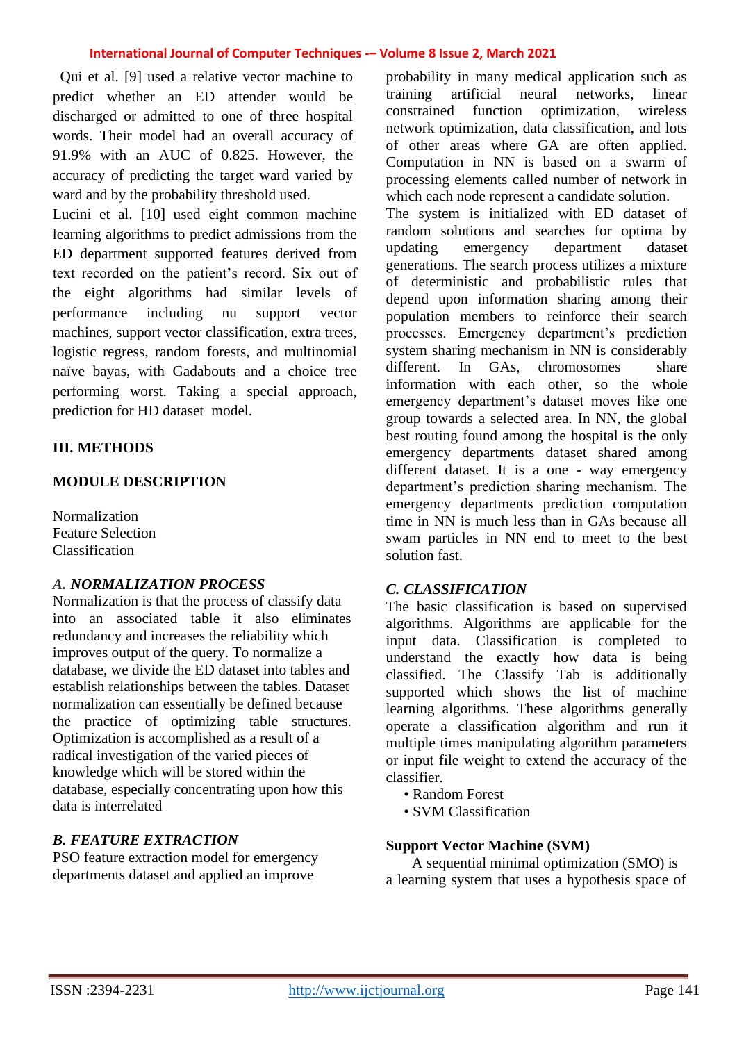Qui et al. [9] used a relative vector machine to predict whether an ED attender would be discharged or admitted to one of three hospital words. Their model had an overall accuracy of 91.9% with an AUC of 0.825. However, the accuracy of predicting the target ward varied by ward and by the probability threshold used.

Lucini et al. [10] used eight common machine learning algorithms to predict admissions from the ED department supported features derived from text recorded on the patient's record. Six out of the eight algorithms had similar levels of performance including nu support vector machines, support vector classification, extra trees, logistic regress, random forests, and multinomial naïve bayas, with Gadabouts and a choice tree performing worst. Taking a special approach, prediction for HD dataset model.

## III. METHODS

### MODULE DESCRIPTION

Normalization
Feature Selection
Classification

### *A. NORMALIZATION PROCESS*

Normalization is that the process of classify data into an associated table it also eliminates redundancy and increases the reliability which improves output of the query. To normalize a database, we divide the ED dataset into tables and establish relationships between the tables. Dataset normalization can essentially be defined because the practice of optimizing table structures. Optimization is accomplished as a result of a radical investigation of the varied pieces of knowledge which will be stored within the database, especially concentrating upon how this data is interrelated

### *B. FEATURE EXTRACTION*

PSO feature extraction model for emergency departments dataset and applied an improve probability in many medical application such as training artificial neural networks, linear constrained function optimization, wireless network optimization, data classification, and lots of other areas where GA are often applied. Computation in NN is based on a swarm of processing elements called number of network in which each node represent a candidate solution.

The system is initialized with ED dataset of random solutions and searches for optima by updating emergency department dataset generations. The search process utilizes a mixture of deterministic and probabilistic rules that depend upon information sharing among their population members to reinforce their search processes. Emergency department's prediction system sharing mechanism in NN is considerably different. In GAs, chromosomes share information with each other, so the whole emergency department's dataset moves like one group towards a selected area. In NN, the global best routing found among the hospital is the only emergency departments dataset shared among different dataset. It is a one - way emergency department's prediction sharing mechanism. The emergency departments prediction computation time in NN is much less than in GAs because all swam particles in NN end to meet to the best solution fast.

### *C. CLASSIFICATION*

The basic classification is based on supervised algorithms. Algorithms are applicable for the input data. Classification is completed to understand the exactly how data is being classified. The Classify Tab is additionally supported which shows the list of machine learning algorithms. These algorithms generally operate a classification algorithm and run it multiple times manipulating algorithm parameters or input file weight to extend the accuracy of the classifier.

- Random Forest
- SVM Classification

**Support Vector Machine (SVM)**

A sequential minimal optimization (SMO) is a learning system that uses a hypothesis space of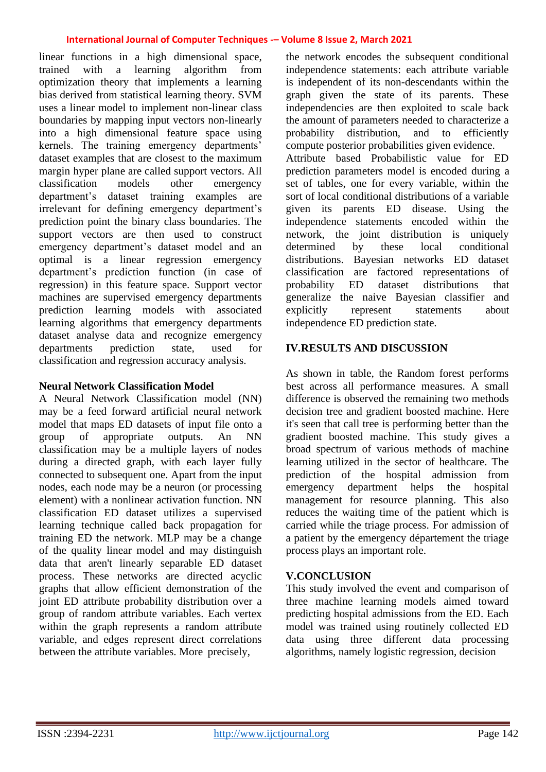linear functions in a high dimensional space, trained with a learning algorithm from optimization theory that implements a learning bias derived from statistical learning theory. SVM uses a linear model to implement non-linear class boundaries by mapping input vectors non-linearly into a high dimensional feature space using kernels. The training emergency departments' dataset examples that are closest to the maximum margin hyper plane are called support vectors. All classification models other emergency department's dataset training examples are irrelevant for defining emergency department's prediction point the binary class boundaries. The support vectors are then used to construct emergency department's dataset model and an optimal is a linear regression emergency department's prediction function (in case of regression) in this feature space. Support vector machines are supervised emergency departments prediction learning models with associated learning algorithms that emergency departments dataset analyse data and recognize emergency departments prediction state, used for classification and regression accuracy analysis.

**Neural Network Classification Model**

A Neural Network Classification model (NN) may be a feed forward artificial neural network model that maps ED datasets of input file onto a group of appropriate outputs. An NN classification may be a multiple layers of nodes during a directed graph, with each layer fully connected to subsequent one. Apart from the input nodes, each node may be a neuron (or processing element) with a nonlinear activation function. NN classification ED dataset utilizes a supervised learning technique called back propagation for training ED the network. MLP may be a change of the quality linear model and may distinguish data that aren't linearly separable ED dataset process. These networks are directed acyclic graphs that allow efficient demonstration of the joint ED attribute probability distribution over a group of random attribute variables. Each vertex within the graph represents a random attribute variable, and edges represent direct correlations between the attribute variables. More precisely, the network encodes the subsequent conditional independence statements: each attribute variable is independent of its non-descendants within the graph given the state of its parents. These independencies are then exploited to scale back the amount of parameters needed to characterize a probability distribution, and to efficiently compute posterior probabilities given evidence.

Attribute based Probabilistic value for ED prediction parameters model is encoded during a set of tables, one for every variable, within the sort of local conditional distributions of a variable given its parents ED disease. Using the independence statements encoded within the network, the joint distribution is uniquely determined by these local conditional distributions. Bayesian networks ED dataset classification are factored representations of probability ED dataset distributions that generalize the naive Bayesian classifier and explicitly represent statements about independence ED prediction state.

## IV.RESULTS AND DISCUSSION

As shown in table, the Random forest performs best across all performance measures. A small difference is observed the remaining two methods decision tree and gradient boosted machine. Here it's seen that call tree is performing better than the gradient boosted machine. This study gives a broad spectrum of various methods of machine learning utilized in the sector of healthcare. The prediction of the hospital admission from emergency department helps the hospital management for resource planning. This also reduces the waiting time of the patient which is carried while the triage process. For admission of a patient by the emergency département the triage process plays an important role.

## V.CONCLUSION

This study involved the event and comparison of three machine learning models aimed toward predicting hospital admissions from the ED. Each model was trained using routinely collected ED data using three different data processing algorithms, namely logistic regression, decision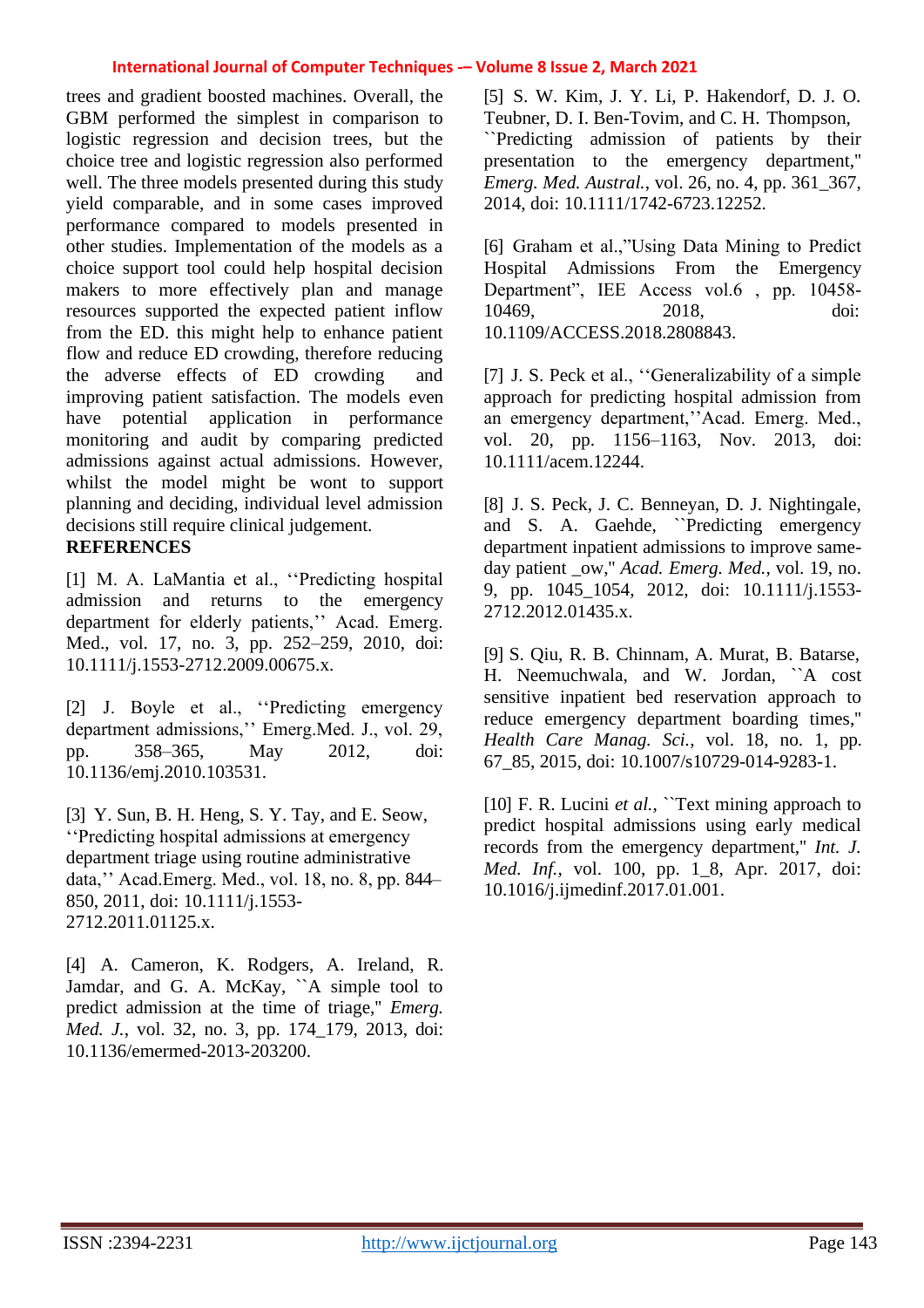trees and gradient boosted machines. Overall, the GBM performed the simplest in comparison to logistic regression and decision trees, but the choice tree and logistic regression also performed well. The three models presented during this study yield comparable, and in some cases improved performance compared to models presented in other studies. Implementation of the models as a choice support tool could help hospital decision makers to more effectively plan and manage resources supported the expected patient inflow from the ED. this might help to enhance patient flow and reduce ED crowding, therefore reducing the adverse effects of ED crowding and improving patient satisfaction. The models even have potential application in performance monitoring and audit by comparing predicted admissions against actual admissions. However, whilst the model might be wont to support planning and deciding, individual level admission decisions still require clinical judgement.

**REFERENCES**

[1] M. A. LaMantia et al., ''Predicting hospital admission and returns to the emergency department for elderly patients,'' Acad. Emerg. Med., vol. 17, no. 3, pp. 252–259, 2010, doi: 10.1111/j.1553-2712.2009.00675.x.

[2] J. Boyle et al., ''Predicting emergency department admissions,'' Emerg.Med. J., vol. 29, pp. 358–365, May 2012, doi: 10.1136/emj.2010.103531.

[3] Y. Sun, B. H. Heng, S. Y. Tay, and E. Seow, ''Predicting hospital admissions at emergency department triage using routine administrative data,'' Acad.Emerg. Med., vol. 18, no. 8, pp. 844–850, 2011, doi: 10.1111/j.1553-2712.2011.01125.x.

[4] A. Cameron, K. Rodgers, A. Ireland, R. Jamdar, and G. A. McKay, ``A simple tool to predict admission at the time of triage,'' *Emerg. Med. J.*, vol. 32, no. 3, pp. 174_179, 2013, doi: 10.1136/emermed-2013-203200.

[5] S. W. Kim, J. Y. Li, P. Hakendorf, D. J. O. Teubner, D. I. Ben-Tovim, and C. H. Thompson, ``Predicting admission of patients by their presentation to the emergency department,'' *Emerg. Med. Austral.*, vol. 26, no. 4, pp. 361_367, 2014, doi: 10.1111/1742-6723.12252.

[6] Graham et al.,"Using Data Mining to Predict Hospital Admissions From the Emergency Department", IEE Access vol.6 , pp. 10458-10469, 2018, doi: 10.1109/ACCESS.2018.2808843.

[7] J. S. Peck et al., ''Generalizability of a simple approach for predicting hospital admission from an emergency department,''Acad. Emerg. Med., vol. 20, pp. 1156–1163, Nov. 2013, doi: 10.1111/acem.12244.

[8] J. S. Peck, J. C. Benneyan, D. J. Nightingale, and S. A. Gaehde, ``Predicting emergency department inpatient admissions to improve same-day patient _ow,'' *Acad. Emerg. Med.*, vol. 19, no. 9, pp. 1045_1054, 2012, doi: 10.1111/j.1553-2712.2012.01435.x.

[9] S. Qiu, R. B. Chinnam, A. Murat, B. Batarse, H. Neemuchwala, and W. Jordan, ``A cost sensitive inpatient bed reservation approach to reduce emergency department boarding times,'' *Health Care Manag. Sci.*, vol. 18, no. 1, pp. 67_85, 2015, doi: 10.1007/s10729-014-9283-1.

[10] F. R. Lucini *et al.*, ``Text mining approach to predict hospital admissions using early medical records from the emergency department,'' *Int. J. Med. Inf.*, vol. 100, pp. 1_8, Apr. 2017, doi: 10.1016/j.ijmedinf.2017.01.001.